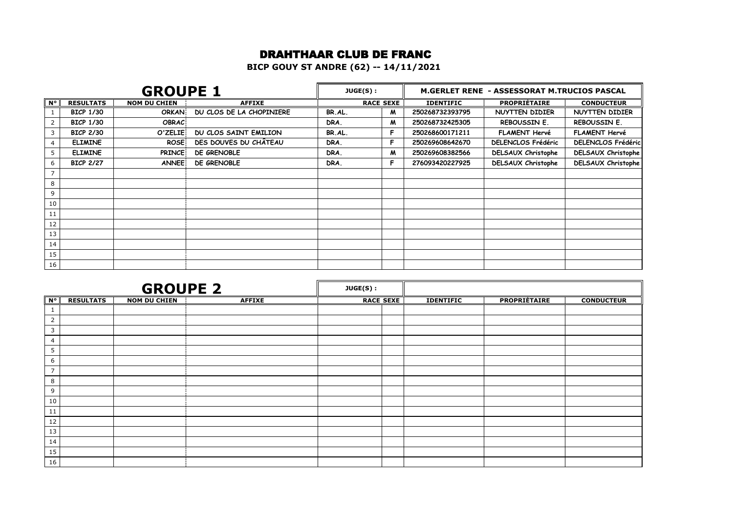# DRAHTHAAR CLUB DE FRANC

**BICP GOUY ST ANDRE (62) -- 14/11/2021**

## GROUPE 1

JUGE(S) : M.GERLET RENE - ASSESSORAT M.TRUCIOS PASCAL

| N° | RESULTATS | NOM DU CHIEN | AFFIXE | RACE | SEXE | IDENTIFIC | PROPRIÉTAIRE | CONDUCTEUR |
|---|---|---|---|---|---|---|---|---|
| 1 | BICP 1/30 | ORKAN | DU CLOS DE LA CHOPINIERE | BR.AL. | M | 250268732393795 | NUYTTEN DIDIER | NUYTTEN DIDIER |
| 2 | BICP 1/30 | OBRAC | | DRA. | M | 250268732425305 | REBOUSSIN E. | REBOUSSIN E. |
| 3 | BICP 2/30 | O'ZELIE | DU CLOS SAINT EMILION | BR.AL. | F | 250268600171211 | FLAMENT Hervé | FLAMENT Hervé |
| 4 | ELIMINE | ROSE | DES DOUVES DU CHÂTEAU | DRA. | F | 250269608642670 | DELENCLOS Frédéric | DELENCLOS Frédéric |
| 5 | ELIMINE | PRINCE | DE GRENOBLE | DRA. | M | 250269608382566 | DELSAUX Christophe | DELSAUX Christophe |
| 6 | BICP 2/27 | ANNEE | DE GRENOBLE | DRA. | F | 276093420227925 | DELSAUX Christophe | DELSAUX Christophe |
| 7 | | | | | | | | |
| 8 | | | | | | | | |
| 9 | | | | | | | | |
| 10 | | | | | | | | |
| 11 | | | | | | | | |
| 12 | | | | | | | | |
| 13 | | | | | | | | |
| 14 | | | | | | | | |
| 15 | | | | | | | | |
| 16 | | | | | | | | |

## GROUPE 2

JUGE(S) :

| N° | RESULTATS | NOM DU CHIEN | AFFIXE | RACE | SEXE | IDENTIFIC | PROPRIÉTAIRE | CONDUCTEUR |
|---|---|---|---|---|---|---|---|---|
| 1 | | | | | | | | |
| 2 | | | | | | | | |
| 3 | | | | | | | | |
| 4 | | | | | | | | |
| 5 | | | | | | | | |
| 6 | | | | | | | | |
| 7 | | | | | | | | |
| 8 | | | | | | | | |
| 9 | | | | | | | | |
| 10 | | | | | | | | |
| 11 | | | | | | | | |
| 12 | | | | | | | | |
| 13 | | | | | | | | |
| 14 | | | | | | | | |
| 15 | | | | | | | | |
| 16 | | | | | | | | |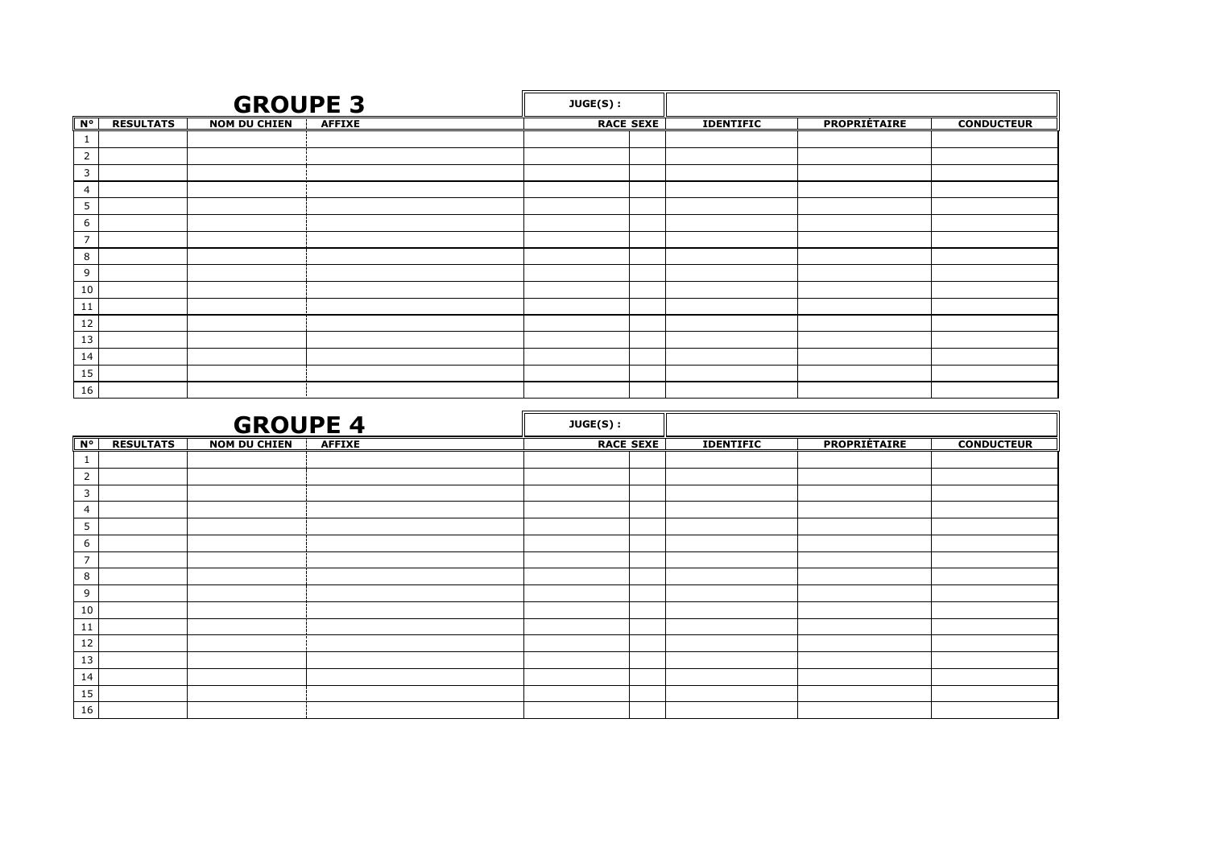## GROUPE 3

JUGE(S) :

| N° | RESULTATS | NOM DU CHIEN | AFFIXE | RACE | SEXE | IDENTIFIC | PROPRIÉTAIRE | CONDUCTEUR |
|---|---|---|---|---|---|---|---|---|
| 1 | | | | | | | | |
| 2 | | | | | | | | |
| 3 | | | | | | | | |
| 4 | | | | | | | | |
| 5 | | | | | | | | |
| 6 | | | | | | | | |
| 7 | | | | | | | | |
| 8 | | | | | | | | |
| 9 | | | | | | | | |
| 10 | | | | | | | | |
| 11 | | | | | | | | |
| 12 | | | | | | | | |
| 13 | | | | | | | | |
| 14 | | | | | | | | |
| 15 | | | | | | | | |
| 16 | | | | | | | | |

## GROUPE 4

JUGE(S) :

| N° | RESULTATS | NOM DU CHIEN | AFFIXE | RACE | SEXE | IDENTIFIC | PROPRIÉTAIRE | CONDUCTEUR |
|---|---|---|---|---|---|---|---|---|
| 1 | | | | | | | | |
| 2 | | | | | | | | |
| 3 | | | | | | | | |
| 4 | | | | | | | | |
| 5 | | | | | | | | |
| 6 | | | | | | | | |
| 7 | | | | | | | | |
| 8 | | | | | | | | |
| 9 | | | | | | | | |
| 10 | | | | | | | | |
| 11 | | | | | | | | |
| 12 | | | | | | | | |
| 13 | | | | | | | | |
| 14 | | | | | | | | |
| 15 | | | | | | | | |
| 16 | | | | | | | | |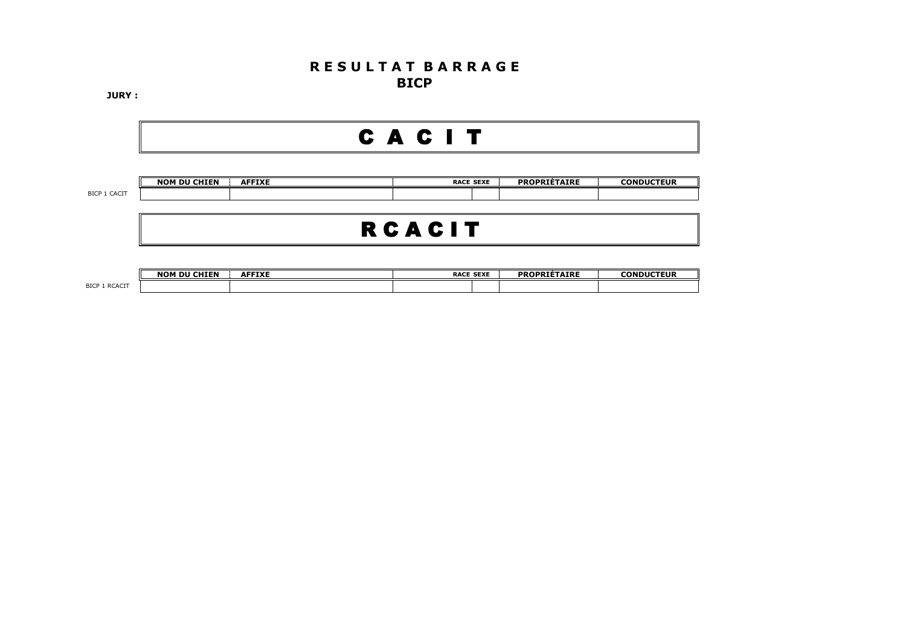# R E S U L T A T B A R R A G E
## BICP

**JURY :**

# C A C I T

| | NOM DU CHIEN | AFFIXE | RACE | SEXE | PROPRIÉTAIRE | CONDUCTEUR |
|---|---|---|---|---|---|---|
| BICP 1 CACIT | | | | | | |

# R C A C I T

| | NOM DU CHIEN | AFFIXE | RACE | SEXE | PROPRIÉTAIRE | CONDUCTEUR |
|---|---|---|---|---|---|---|
| BICP 1 RCACIT | | | | | | |